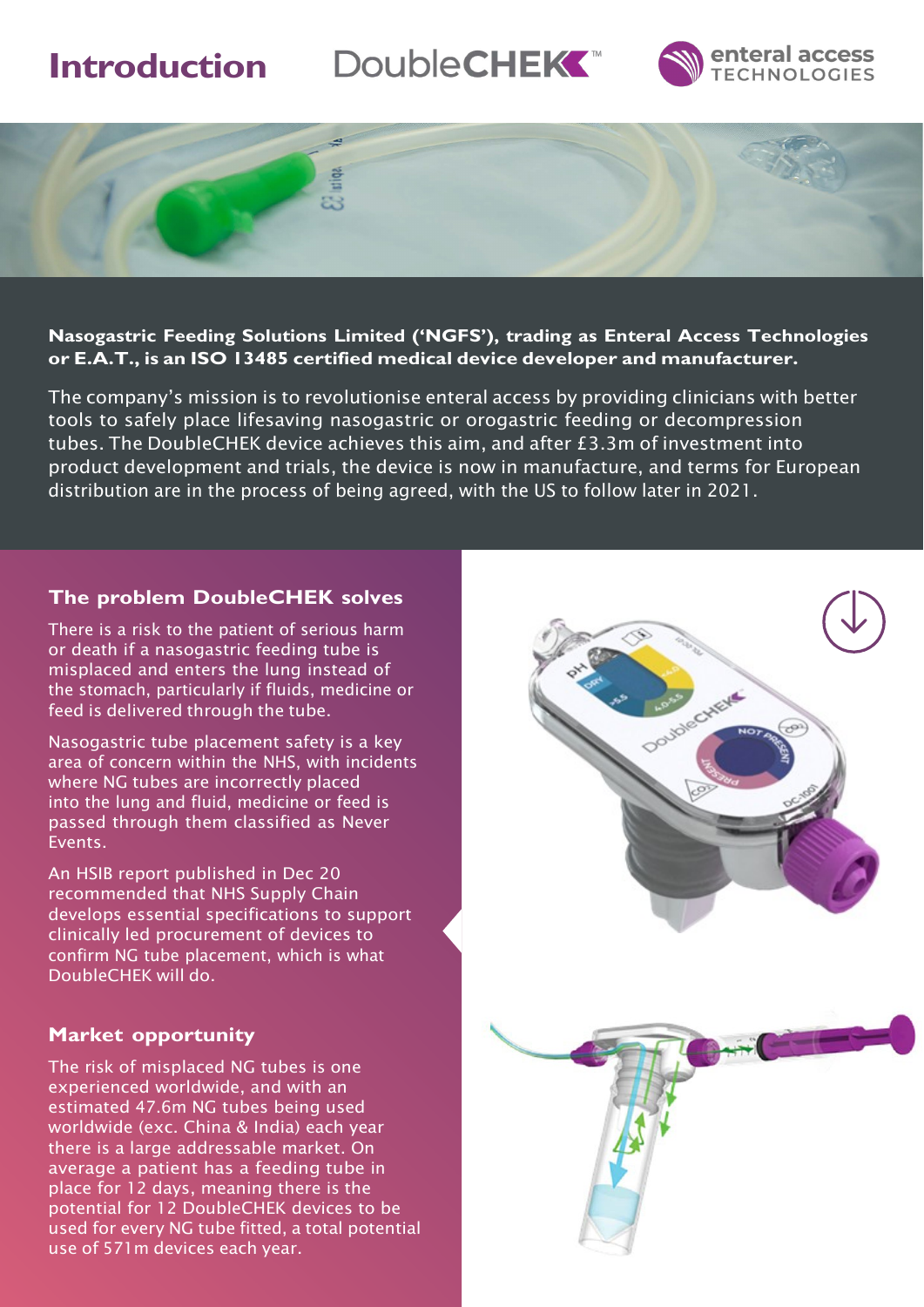# Introduction

DoubleCHEK™

enteral access TECHNOLOGIES

**Nasogastric Feeding Solutions Limited ('NGFS'), trading as Enteral Access Technologies or E.A.T., is an ISO 13485 certified medical device developer and manufacturer.**

The company's mission is to revolutionise enteral access by providing clinicians with better tools to safely place lifesaving nasogastric or orogastric feeding or decompression tubes. The DoubleCHEK device achieves this aim, and after £3.3m of investment into product development and trials, the device is now in manufacture, and terms for European distribution are in the process of being agreed, with the US to follow later in 2021.

## The problem DoubleCHEK solves

There is a risk to the patient of serious harm or death if a nasogastric feeding tube is misplaced and enters the lung instead of the stomach, particularly if fluids, medicine or feed is delivered through the tube.

Nasogastric tube placement safety is a key area of concern within the NHS, with incidents where NG tubes are incorrectly placed into the lung and fluid, medicine or feed is passed through them classified as Never Events.

An HSIB report published in Dec 20 recommended that NHS Supply Chain develops essential specifications to support clinically led procurement of devices to confirm NG tube placement, which is what DoubleCHEK will do.

## Market opportunity

The risk of misplaced NG tubes is one experienced worldwide, and with an estimated 47.6m NG tubes being used worldwide (exc. China & India) each year there is a large addressable market. On average a patient has a feeding tube in place for 12 days, meaning there is the potential for 12 DoubleCHEK devices to be used for every NG tube fitted, a total potential use of 571m devices each year.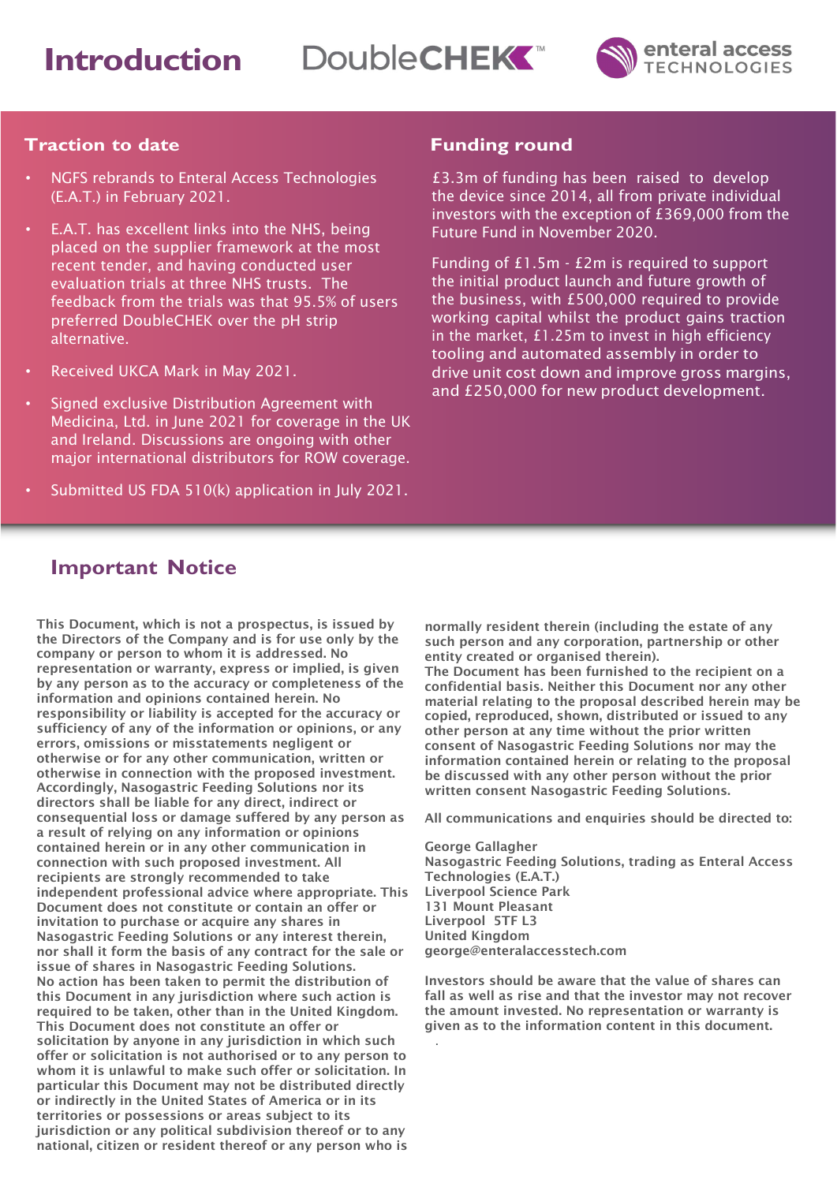# Introduction

DoubleCHEK™

enteral access TECHNOLOGIES

## Traction to date

- NGFS rebrands to Enteral Access Technologies (E.A.T.) in February 2021.
- E.A.T. has excellent links into the NHS, being placed on the supplier framework at the most recent tender, and having conducted user evaluation trials at three NHS trusts. The feedback from the trials was that 95.5% of users preferred DoubleCHEK over the pH strip alternative.
- Received UKCA Mark in May 2021.
- Signed exclusive Distribution Agreement with Medicina, Ltd. in June 2021 for coverage in the UK and Ireland. Discussions are ongoing with other major international distributors for ROW coverage.
- Submitted US FDA 510(k) application in July 2021.

## Funding round

£3.3m of funding has been raised to develop the device since 2014, all from private individual investors with the exception of £369,000 from the Future Fund in November 2020.

Funding of £1.5m - £2m is required to support the initial product launch and future growth of the business, with £500,000 required to provide working capital whilst the product gains traction in the market, £1.25m to invest in high efficiency tooling and automated assembly in order to drive unit cost down and improve gross margins, and £250,000 for new product development.

## Important Notice

**This Document, which is not a prospectus, is issued by the Directors of the Company and is for use only by the company or person to whom it is addressed. No representation or warranty, express or implied, is given by any person as to the accuracy or completeness of the information and opinions contained herein. No responsibility or liability is accepted for the accuracy or sufficiency of any of the information or opinions, or any errors, omissions or misstatements negligent or otherwise or for any other communication, written or otherwise in connection with the proposed investment. Accordingly, Nasogastric Feeding Solutions nor its directors shall be liable for any direct, indirect or consequential loss or damage suffered by any person as a result of relying on any information or opinions contained herein or in any other communication in connection with such proposed investment. All recipients are strongly recommended to take independent professional advice where appropriate. This Document does not constitute or contain an offer or invitation to purchase or acquire any shares in Nasogastric Feeding Solutions or any interest therein, nor shall it form the basis of any contract for the sale or issue of shares in Nasogastric Feeding Solutions.**
**No action has been taken to permit the distribution of this Document in any jurisdiction where such action is required to be taken, other than in the United Kingdom. This Document does not constitute an offer or solicitation by anyone in any jurisdiction in which such offer or solicitation is not authorised or to any person to whom it is unlawful to make such offer or solicitation. In particular this Document may not be distributed directly or indirectly in the United States of America or in its territories or possessions or areas subject to its jurisdiction or any political subdivision thereof or to any national, citizen or resident thereof or any person who is normally resident therein (including the estate of any such person and any corporation, partnership or other entity created or organised therein).**
**The Document has been furnished to the recipient on a confidential basis. Neither this Document nor any other material relating to the proposal described herein may be copied, reproduced, shown, distributed or issued to any other person at any time without the prior written consent of Nasogastric Feeding Solutions nor may the information contained herein or relating to the proposal be discussed with any other person without the prior written consent Nasogastric Feeding Solutions.**

**All communications and enquiries should be directed to:**

**George Gallagher**
**Nasogastric Feeding Solutions, trading as Enteral Access Technologies (E.A.T.)**
**Liverpool Science Park**
**131 Mount Pleasant**
**Liverpool 5TF L3**
**United Kingdom**
**george@enteralaccesstech.com**

**Investors should be aware that the value of shares can fall as well as rise and that the investor may not recover the amount invested. No representation or warranty is given as to the information content in this document.**